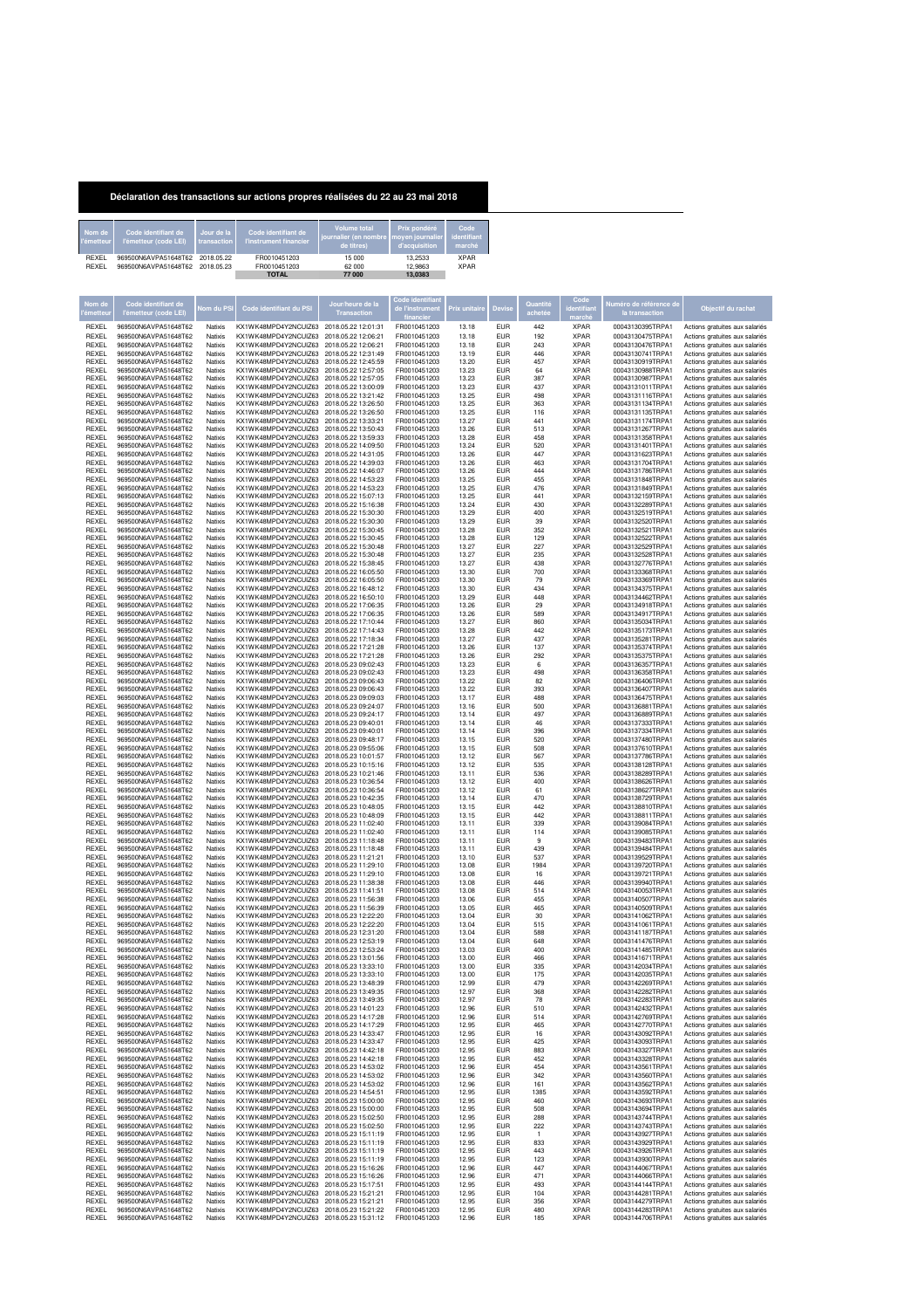# Déclaration des transactions sur actions propres réalisées du 22 au 23 mai 2018

| Nom de l'émetteur | Code identifiant de l'émetteur (code LEI) | Jour de la transaction | Code identifiant de l'instrument financier | Volume total journalier (en nombre de titres) | Prix pondéré moyen journalier d'acquisition | Code identifiant marché |
|---|---|---|---|---|---|---|
| REXEL | 969500N6AVPA51648T62 | 2018.05.22 | FR0010451203 | 15 000 | 13,2533 | XPAR |
| REXEL | 969500N6AVPA51648T62 | 2018.05.23 | FR0010451203 | 62 000 | 12,9863 | XPAR |
| | | | TOTAL | 77 000 | 13,0383 | |

| Nom de l'émetteur | Code identifiant de l'émetteur (code LEI) | Nom du PSI | Code identifiant du PSI | Jour/heure de la Transaction | Code identifiant de l'instrument financier | Prix unitaire | Devise | Quantité achetée | Code identifiant marché | Numéro de référence de la transaction | Objectif du rachat |
|---|---|---|---|---|---|---|---|---|---|---|---|
| REXEL | 969500N6AVPA51648T62 | Natixis | KX1WK48MPD4Y2NCUIZ63 | 2018.05.22 12:01:31 | FR0010451203 | 13.18 | EUR | 442 | XPAR | 00043130395TRPA1 | Actions gratuites aux salariés |
| REXEL | 969500N6AVPA51648T62 | Natixis | KX1WK48MPD4Y2NCUIZ63 | 2018.05.22 12:06:21 | FR0010451203 | 13.18 | EUR | 192 | XPAR | 00043130475TRPA1 | Actions gratuites aux salariés |
| REXEL | 969500N6AVPA51648T62 | Natixis | KX1WK48MPD4Y2NCUIZ63 | 2018.05.22 12:06:21 | FR0010451203 | 13.18 | EUR | 243 | XPAR | 00043130476TRPA1 | Actions gratuites aux salariés |
| REXEL | 969500N6AVPA51648T62 | Natixis | KX1WK48MPD4Y2NCUIZ63 | 2018.05.22 12:31:49 | FR0010451203 | 13.19 | EUR | 446 | XPAR | 00043130741TRPA1 | Actions gratuites aux salariés |
| REXEL | 969500N6AVPA51648T62 | Natixis | KX1WK48MPD4Y2NCUIZ63 | 2018.05.22 12:45:59 | FR0010451203 | 13.20 | EUR | 457 | XPAR | 00043130919TRPA1 | Actions gratuites aux salariés |
| REXEL | 969500N6AVPA51648T62 | Natixis | KX1WK48MPD4Y2NCUIZ63 | 2018.05.22 12:57:05 | FR0010451203 | 13.23 | EUR | 64 | XPAR | 00043130988TRPA1 | Actions gratuites aux salariés |
| REXEL | 969500N6AVPA51648T62 | Natixis | KX1WK48MPD4Y2NCUIZ63 | 2018.05.22 12:57:05 | FR0010451203 | 13.23 | EUR | 387 | XPAR | 00043130987TRPA1 | Actions gratuites aux salariés |
| REXEL | 969500N6AVPA51648T62 | Natixis | KX1WK48MPD4Y2NCUIZ63 | 2018.05.22 13:00:09 | FR0010451203 | 13.23 | EUR | 437 | XPAR | 00043131011TRPA1 | Actions gratuites aux salariés |
| REXEL | 969500N6AVPA51648T62 | Natixis | KX1WK48MPD4Y2NCUIZ63 | 2018.05.22 13:21:42 | FR0010451203 | 13.25 | EUR | 498 | XPAR | 00043131116TRPA1 | Actions gratuites aux salariés |
| REXEL | 969500N6AVPA51648T62 | Natixis | KX1WK48MPD4Y2NCUIZ63 | 2018.05.22 13:26:50 | FR0010451203 | 13.25 | EUR | 363 | XPAR | 00043131134TRPA1 | Actions gratuites aux salariés |
| REXEL | 969500N6AVPA51648T62 | Natixis | KX1WK48MPD4Y2NCUIZ63 | 2018.05.22 13:26:50 | FR0010451203 | 13.25 | EUR | 116 | XPAR | 00043131135TRPA1 | Actions gratuites aux salariés |
| REXEL | 969500N6AVPA51648T62 | Natixis | KX1WK48MPD4Y2NCUIZ63 | 2018.05.22 13:33:21 | FR0010451203 | 13.27 | EUR | 441 | XPAR | 00043131174TRPA1 | Actions gratuites aux salariés |
| REXEL | 969500N6AVPA51648T62 | Natixis | KX1WK48MPD4Y2NCUIZ63 | 2018.05.22 13:50:43 | FR0010451203 | 13.26 | EUR | 513 | XPAR | 00043131267TRPA1 | Actions gratuites aux salariés |
| REXEL | 969500N6AVPA51648T62 | Natixis | KX1WK48MPD4Y2NCUIZ63 | 2018.05.22 13:59:33 | FR0010451203 | 13.28 | EUR | 458 | XPAR | 00043131358TRPA1 | Actions gratuites aux salariés |
| REXEL | 969500N6AVPA51648T62 | Natixis | KX1WK48MPD4Y2NCUIZ63 | 2018.05.22 14:09:50 | FR0010451203 | 13.24 | EUR | 520 | XPAR | 00043131401TRPA1 | Actions gratuites aux salariés |
| REXEL | 969500N6AVPA51648T62 | Natixis | KX1WK48MPD4Y2NCUIZ63 | 2018.05.22 14:31:05 | FR0010451203 | 13.26 | EUR | 447 | XPAR | 00043131623TRPA1 | Actions gratuites aux salariés |
| REXEL | 969500N6AVPA51648T62 | Natixis | KX1WK48MPD4Y2NCUIZ63 | 2018.05.22 14:39:03 | FR0010451203 | 13.26 | EUR | 463 | XPAR | 00043131704TRPA1 | Actions gratuites aux salariés |
| REXEL | 969500N6AVPA51648T62 | Natixis | KX1WK48MPD4Y2NCUIZ63 | 2018.05.22 14:46:07 | FR0010451203 | 13.26 | EUR | 444 | XPAR | 00043131786TRPA1 | Actions gratuites aux salariés |
| REXEL | 969500N6AVPA51648T62 | Natixis | KX1WK48MPD4Y2NCUIZ63 | 2018.05.22 14:53:23 | FR0010451203 | 13.25 | EUR | 455 | XPAR | 00043131848TRPA1 | Actions gratuites aux salariés |
| REXEL | 969500N6AVPA51648T62 | Natixis | KX1WK48MPD4Y2NCUIZ63 | 2018.05.22 14:53:23 | FR0010451203 | 13.25 | EUR | 476 | XPAR | 00043131849TRPA1 | Actions gratuites aux salariés |
| REXEL | 969500N6AVPA51648T62 | Natixis | KX1WK48MPD4Y2NCUIZ63 | 2018.05.22 15:07:13 | FR0010451203 | 13.25 | EUR | 441 | XPAR | 00043132159TRPA1 | Actions gratuites aux salariés |
| REXEL | 969500N6AVPA51648T62 | Natixis | KX1WK48MPD4Y2NCUIZ63 | 2018.05.22 15:16:38 | FR0010451203 | 13.24 | EUR | 430 | XPAR | 00043132289TRPA1 | Actions gratuites aux salariés |
| REXEL | 969500N6AVPA51648T62 | Natixis | KX1WK48MPD4Y2NCUIZ63 | 2018.05.22 15:30:30 | FR0010451203 | 13.29 | EUR | 400 | XPAR | 00043132519TRPA1 | Actions gratuites aux salariés |
| REXEL | 969500N6AVPA51648T62 | Natixis | KX1WK48MPD4Y2NCUIZ63 | 2018.05.22 15:30:30 | FR0010451203 | 13.29 | EUR | 39 | XPAR | 00043132520TRPA1 | Actions gratuites aux salariés |
| REXEL | 969500N6AVPA51648T62 | Natixis | KX1WK48MPD4Y2NCUIZ63 | 2018.05.22 15:30:45 | FR0010451203 | 13.28 | EUR | 352 | XPAR | 00043132521TRPA1 | Actions gratuites aux salariés |
| REXEL | 969500N6AVPA51648T62 | Natixis | KX1WK48MPD4Y2NCUIZ63 | 2018.05.22 15:30:45 | FR0010451203 | 13.28 | EUR | 129 | XPAR | 00043132522TRPA1 | Actions gratuites aux salariés |
| REXEL | 969500N6AVPA51648T62 | Natixis | KX1WK48MPD4Y2NCUIZ63 | 2018.05.22 15:30:48 | FR0010451203 | 13.27 | EUR | 227 | XPAR | 00043132529TRPA1 | Actions gratuites aux salariés |
| REXEL | 969500N6AVPA51648T62 | Natixis | KX1WK48MPD4Y2NCUIZ63 | 2018.05.22 15:30:48 | FR0010451203 | 13.27 | EUR | 235 | XPAR | 00043132528TRPA1 | Actions gratuites aux salariés |
| REXEL | 969500N6AVPA51648T62 | Natixis | KX1WK48MPD4Y2NCUIZ63 | 2018.05.22 15:38:45 | FR0010451203 | 13.27 | EUR | 438 | XPAR | 00043132776TRPA1 | Actions gratuites aux salariés |
| REXEL | 969500N6AVPA51648T62 | Natixis | KX1WK48MPD4Y2NCUIZ63 | 2018.05.22 16:05:50 | FR0010451203 | 13.30 | EUR | 700 | XPAR | 00043133368TRPA1 | Actions gratuites aux salariés |
| REXEL | 969500N6AVPA51648T62 | Natixis | KX1WK48MPD4Y2NCUIZ63 | 2018.05.22 16:05:50 | FR0010451203 | 13.30 | EUR | 79 | XPAR | 00043133369TRPA1 | Actions gratuites aux salariés |
| REXEL | 969500N6AVPA51648T62 | Natixis | KX1WK48MPD4Y2NCUIZ63 | 2018.05.22 16:48:12 | FR0010451203 | 13.30 | EUR | 434 | XPAR | 00043134375TRPA1 | Actions gratuites aux salariés |
| REXEL | 969500N6AVPA51648T62 | Natixis | KX1WK48MPD4Y2NCUIZ63 | 2018.05.22 16:50:10 | FR0010451203 | 13.29 | EUR | 448 | XPAR | 00043134462TRPA1 | Actions gratuites aux salariés |
| REXEL | 969500N6AVPA51648T62 | Natixis | KX1WK48MPD4Y2NCUIZ63 | 2018.05.22 17:06:35 | FR0010451203 | 13.26 | EUR | 29 | XPAR | 00043134918TRPA1 | Actions gratuites aux salariés |
| REXEL | 969500N6AVPA51648T62 | Natixis | KX1WK48MPD4Y2NCUIZ63 | 2018.05.22 17:06:35 | FR0010451203 | 13.26 | EUR | 589 | XPAR | 00043134917TRPA1 | Actions gratuites aux salariés |
| REXEL | 969500N6AVPA51648T62 | Natixis | KX1WK48MPD4Y2NCUIZ63 | 2018.05.22 17:10:44 | FR0010451203 | 13.27 | EUR | 860 | XPAR | 00043135034TRPA1 | Actions gratuites aux salariés |
| REXEL | 969500N6AVPA51648T62 | Natixis | KX1WK48MPD4Y2NCUIZ63 | 2018.05.22 17:14:43 | FR0010451203 | 13.28 | EUR | 442 | XPAR | 00043135173TRPA1 | Actions gratuites aux salariés |
| REXEL | 969500N6AVPA51648T62 | Natixis | KX1WK48MPD4Y2NCUIZ63 | 2018.05.22 17:18:34 | FR0010451203 | 13.27 | EUR | 437 | XPAR | 00043135281TRPA1 | Actions gratuites aux salariés |
| REXEL | 969500N6AVPA51648T62 | Natixis | KX1WK48MPD4Y2NCUIZ63 | 2018.05.22 17:21:28 | FR0010451203 | 13.26 | EUR | 137 | XPAR | 00043135374TRPA1 | Actions gratuites aux salariés |
| REXEL | 969500N6AVPA51648T62 | Natixis | KX1WK48MPD4Y2NCUIZ63 | 2018.05.22 17:21:28 | FR0010451203 | 13.26 | EUR | 292 | XPAR | 00043135375TRPA1 | Actions gratuites aux salariés |
| REXEL | 969500N6AVPA51648T62 | Natixis | KX1WK48MPD4Y2NCUIZ63 | 2018.05.23 09:02:43 | FR0010451203 | 13.23 | EUR | 6 | XPAR | 00043136357TRPA1 | Actions gratuites aux salariés |
| REXEL | 969500N6AVPA51648T62 | Natixis | KX1WK48MPD4Y2NCUIZ63 | 2018.05.23 09:02:43 | FR0010451203 | 13.23 | EUR | 498 | XPAR | 00043136358TRPA1 | Actions gratuites aux salariés |
| REXEL | 969500N6AVPA51648T62 | Natixis | KX1WK48MPD4Y2NCUIZ63 | 2018.05.23 09:06:43 | FR0010451203 | 13.22 | EUR | 82 | XPAR | 00043136406TRPA1 | Actions gratuites aux salariés |
| REXEL | 969500N6AVPA51648T62 | Natixis | KX1WK48MPD4Y2NCUIZ63 | 2018.05.23 09:06:43 | FR0010451203 | 13.22 | EUR | 393 | XPAR | 00043136407TRPA1 | Actions gratuites aux salariés |
| REXEL | 969500N6AVPA51648T62 | Natixis | KX1WK48MPD4Y2NCUIZ63 | 2018.05.23 09:09:03 | FR0010451203 | 13.17 | EUR | 488 | XPAR | 00043136475TRPA1 | Actions gratuites aux salariés |
| REXEL | 969500N6AVPA51648T62 | Natixis | KX1WK48MPD4Y2NCUIZ63 | 2018.05.23 09:24:07 | FR0010451203 | 13.16 | EUR | 500 | XPAR | 00043136881TRPA1 | Actions gratuites aux salariés |
| REXEL | 969500N6AVPA51648T62 | Natixis | KX1WK48MPD4Y2NCUIZ63 | 2018.05.23 09:24:17 | FR0010451203 | 13.14 | EUR | 497 | XPAR | 00043136889TRPA1 | Actions gratuites aux salariés |
| REXEL | 969500N6AVPA51648T62 | Natixis | KX1WK48MPD4Y2NCUIZ63 | 2018.05.23 09:40:01 | FR0010451203 | 13.14 | EUR | 46 | XPAR | 00043137333TRPA1 | Actions gratuites aux salariés |
| REXEL | 969500N6AVPA51648T62 | Natixis | KX1WK48MPD4Y2NCUIZ63 | 2018.05.23 09:40:01 | FR0010451203 | 13.14 | EUR | 396 | XPAR | 00043137334TRPA1 | Actions gratuites aux salariés |
| REXEL | 969500N6AVPA51648T62 | Natixis | KX1WK48MPD4Y2NCUIZ63 | 2018.05.23 09:48:17 | FR0010451203 | 13.15 | EUR | 520 | XPAR | 00043137480TRPA1 | Actions gratuites aux salariés |
| REXEL | 969500N6AVPA51648T62 | Natixis | KX1WK48MPD4Y2NCUIZ63 | 2018.05.23 09:55:06 | FR0010451203 | 13.15 | EUR | 508 | XPAR | 00043137610TRPA1 | Actions gratuites aux salariés |
| REXEL | 969500N6AVPA51648T62 | Natixis | KX1WK48MPD4Y2NCUIZ63 | 2018.05.23 10:01:57 | FR0010451203 | 13.12 | EUR | 567 | XPAR | 00043137786TRPA1 | Actions gratuites aux salariés |
| REXEL | 969500N6AVPA51648T62 | Natixis | KX1WK48MPD4Y2NCUIZ63 | 2018.05.23 10:15:16 | FR0010451203 | 13.12 | EUR | 535 | XPAR | 00043138128TRPA1 | Actions gratuites aux salariés |
| REXEL | 969500N6AVPA51648T62 | Natixis | KX1WK48MPD4Y2NCUIZ63 | 2018.05.23 10:21:46 | FR0010451203 | 13.11 | EUR | 536 | XPAR | 00043138289TRPA1 | Actions gratuites aux salariés |
| REXEL | 969500N6AVPA51648T62 | Natixis | KX1WK48MPD4Y2NCUIZ63 | 2018.05.23 10:36:54 | FR0010451203 | 13.12 | EUR | 400 | XPAR | 00043138626TRPA1 | Actions gratuites aux salariés |
| REXEL | 969500N6AVPA51648T62 | Natixis | KX1WK48MPD4Y2NCUIZ63 | 2018.05.23 10:36:54 | FR0010451203 | 13.12 | EUR | 61 | XPAR | 00043138627TRPA1 | Actions gratuites aux salariés |
| REXEL | 969500N6AVPA51648T62 | Natixis | KX1WK48MPD4Y2NCUIZ63 | 2018.05.23 10:42:35 | FR0010451203 | 13.14 | EUR | 470 | XPAR | 00043138729TRPA1 | Actions gratuites aux salariés |
| REXEL | 969500N6AVPA51648T62 | Natixis | KX1WK48MPD4Y2NCUIZ63 | 2018.05.23 10:48:05 | FR0010451203 | 13.15 | EUR | 442 | XPAR | 00043138810TRPA1 | Actions gratuites aux salariés |
| REXEL | 969500N6AVPA51648T62 | Natixis | KX1WK48MPD4Y2NCUIZ63 | 2018.05.23 10:48:09 | FR0010451203 | 13.15 | EUR | 442 | XPAR | 00043138811TRPA1 | Actions gratuites aux salariés |
| REXEL | 969500N6AVPA51648T62 | Natixis | KX1WK48MPD4Y2NCUIZ63 | 2018.05.23 11:02:40 | FR0010451203 | 13.11 | EUR | 339 | XPAR | 00043139084TRPA1 | Actions gratuites aux salariés |
| REXEL | 969500N6AVPA51648T62 | Natixis | KX1WK48MPD4Y2NCUIZ63 | 2018.05.23 11:02:40 | FR0010451203 | 13.11 | EUR | 114 | XPAR | 00043139085TRPA1 | Actions gratuites aux salariés |
| REXEL | 969500N6AVPA51648T62 | Natixis | KX1WK48MPD4Y2NCUIZ63 | 2018.05.23 11:18:48 | FR0010451203 | 13.11 | EUR | 9 | XPAR | 00043139483TRPA1 | Actions gratuites aux salariés |
| REXEL | 969500N6AVPA51648T62 | Natixis | KX1WK48MPD4Y2NCUIZ63 | 2018.05.23 11:18:48 | FR0010451203 | 13.11 | EUR | 439 | XPAR | 00043139484TRPA1 | Actions gratuites aux salariés |
| REXEL | 969500N6AVPA51648T62 | Natixis | KX1WK48MPD4Y2NCUIZ63 | 2018.05.23 11:21:21 | FR0010451203 | 13.10 | EUR | 537 | XPAR | 00043139529TRPA1 | Actions gratuites aux salariés |
| REXEL | 969500N6AVPA51648T62 | Natixis | KX1WK48MPD4Y2NCUIZ63 | 2018.05.23 11:29:10 | FR0010451203 | 13.08 | EUR | 1984 | XPAR | 00043139720TRPA1 | Actions gratuites aux salariés |
| REXEL | 969500N6AVPA51648T62 | Natixis | KX1WK48MPD4Y2NCUIZ63 | 2018.05.23 11:29:10 | FR0010451203 | 13.08 | EUR | 16 | XPAR | 00043139721TRPA1 | Actions gratuites aux salariés |
| REXEL | 969500N6AVPA51648T62 | Natixis | KX1WK48MPD4Y2NCUIZ63 | 2018.05.23 11:38:38 | FR0010451203 | 13.08 | EUR | 446 | XPAR | 00043139940TRPA1 | Actions gratuites aux salariés |
| REXEL | 969500N6AVPA51648T62 | Natixis | KX1WK48MPD4Y2NCUIZ63 | 2018.05.23 11:41:51 | FR0010451203 | 13.08 | EUR | 514 | XPAR | 00043140053TRPA1 | Actions gratuites aux salariés |
| REXEL | 969500N6AVPA51648T62 | Natixis | KX1WK48MPD4Y2NCUIZ63 | 2018.05.23 11:56:38 | FR0010451203 | 13.06 | EUR | 455 | XPAR | 00043140507TRPA1 | Actions gratuites aux salariés |
| REXEL | 969500N6AVPA51648T62 | Natixis | KX1WK48MPD4Y2NCUIZ63 | 2018.05.23 11:56:39 | FR0010451203 | 13.05 | EUR | 465 | XPAR | 00043140509TRPA1 | Actions gratuites aux salariés |
| REXEL | 969500N6AVPA51648T62 | Natixis | KX1WK48MPD4Y2NCUIZ63 | 2018.05.23 12:22:20 | FR0010451203 | 13.04 | EUR | 30 | XPAR | 00043141062TRPA1 | Actions gratuites aux salariés |
| REXEL | 969500N6AVPA51648T62 | Natixis | KX1WK48MPD4Y2NCUIZ63 | 2018.05.23 12:22:20 | FR0010451203 | 13.04 | EUR | 515 | XPAR | 00043141061TRPA1 | Actions gratuites aux salariés |
| REXEL | 969500N6AVPA51648T62 | Natixis | KX1WK48MPD4Y2NCUIZ63 | 2018.05.23 12:31:20 | FR0010451203 | 13.04 | EUR | 588 | XPAR | 00043141187TRPA1 | Actions gratuites aux salariés |
| REXEL | 969500N6AVPA51648T62 | Natixis | KX1WK48MPD4Y2NCUIZ63 | 2018.05.23 12:53:19 | FR0010451203 | 13.04 | EUR | 648 | XPAR | 00043141476TRPA1 | Actions gratuites aux salariés |
| REXEL | 969500N6AVPA51648T62 | Natixis | KX1WK48MPD4Y2NCUIZ63 | 2018.05.23 12:53:24 | FR0010451203 | 13.03 | EUR | 400 | XPAR | 00043141485TRPA1 | Actions gratuites aux salariés |
| REXEL | 969500N6AVPA51648T62 | Natixis | KX1WK48MPD4Y2NCUIZ63 | 2018.05.23 13:01:56 | FR0010451203 | 13.00 | EUR | 466 | XPAR | 00043141671TRPA1 | Actions gratuites aux salariés |
| REXEL | 969500N6AVPA51648T62 | Natixis | KX1WK48MPD4Y2NCUIZ63 | 2018.05.23 13:33:10 | FR0010451203 | 13.00 | EUR | 335 | XPAR | 00043142034TRPA1 | Actions gratuites aux salariés |
| REXEL | 969500N6AVPA51648T62 | Natixis | KX1WK48MPD4Y2NCUIZ63 | 2018.05.23 13:33:10 | FR0010451203 | 13.00 | EUR | 175 | XPAR | 00043142035TRPA1 | Actions gratuites aux salariés |
| REXEL | 969500N6AVPA51648T62 | Natixis | KX1WK48MPD4Y2NCUIZ63 | 2018.05.23 13:48:39 | FR0010451203 | 12.99 | EUR | 479 | XPAR | 00043142269TRPA1 | Actions gratuites aux salariés |
| REXEL | 969500N6AVPA51648T62 | Natixis | KX1WK48MPD4Y2NCUIZ63 | 2018.05.23 13:49:35 | FR0010451203 | 12.97 | EUR | 368 | XPAR | 00043142282TRPA1 | Actions gratuites aux salariés |
| REXEL | 969500N6AVPA51648T62 | Natixis | KX1WK48MPD4Y2NCUIZ63 | 2018.05.23 13:49:35 | FR0010451203 | 12.97 | EUR | 78 | XPAR | 00043142283TRPA1 | Actions gratuites aux salariés |
| REXEL | 969500N6AVPA51648T62 | Natixis | KX1WK48MPD4Y2NCUIZ63 | 2018.05.23 14:01:23 | FR0010451203 | 12.96 | EUR | 510 | XPAR | 00043142432TRPA1 | Actions gratuites aux salariés |
| REXEL | 969500N6AVPA51648T62 | Natixis | KX1WK48MPD4Y2NCUIZ63 | 2018.05.23 14:17:28 | FR0010451203 | 12.96 | EUR | 514 | XPAR | 00043142769TRPA1 | Actions gratuites aux salariés |
| REXEL | 969500N6AVPA51648T62 | Natixis | KX1WK48MPD4Y2NCUIZ63 | 2018.05.23 14:17:29 | FR0010451203 | 12.95 | EUR | 465 | XPAR | 00043142770TRPA1 | Actions gratuites aux salariés |
| REXEL | 969500N6AVPA51648T62 | Natixis | KX1WK48MPD4Y2NCUIZ63 | 2018.05.23 14:33:47 | FR0010451203 | 12.95 | EUR | 16 | XPAR | 00043143092TRPA1 | Actions gratuites aux salariés |
| REXEL | 969500N6AVPA51648T62 | Natixis | KX1WK48MPD4Y2NCUIZ63 | 2018.05.23 14:33:47 | FR0010451203 | 12.95 | EUR | 425 | XPAR | 00043143093TRPA1 | Actions gratuites aux salariés |
| REXEL | 969500N6AVPA51648T62 | Natixis | KX1WK48MPD4Y2NCUIZ63 | 2018.05.23 14:42:18 | FR0010451203 | 12.95 | EUR | 883 | XPAR | 00043143327TRPA1 | Actions gratuites aux salariés |
| REXEL | 969500N6AVPA51648T62 | Natixis | KX1WK48MPD4Y2NCUIZ63 | 2018.05.23 14:42:18 | FR0010451203 | 12.95 | EUR | 452 | XPAR | 00043143328TRPA1 | Actions gratuites aux salariés |
| REXEL | 969500N6AVPA51648T62 | Natixis | KX1WK48MPD4Y2NCUIZ63 | 2018.05.23 14:53:02 | FR0010451203 | 12.96 | EUR | 454 | XPAR | 00043143561TRPA1 | Actions gratuites aux salariés |
| REXEL | 969500N6AVPA51648T62 | Natixis | KX1WK48MPD4Y2NCUIZ63 | 2018.05.23 14:53:02 | FR0010451203 | 12.96 | EUR | 342 | XPAR | 00043143560TRPA1 | Actions gratuites aux salariés |
| REXEL | 969500N6AVPA51648T62 | Natixis | KX1WK48MPD4Y2NCUIZ63 | 2018.05.23 14:53:02 | FR0010451203 | 12.96 | EUR | 161 | XPAR | 00043143562TRPA1 | Actions gratuites aux salariés |
| REXEL | 969500N6AVPA51648T62 | Natixis | KX1WK48MPD4Y2NCUIZ63 | 2018.05.23 14:54:51 | FR0010451203 | 12.95 | EUR | 1385 | XPAR | 00043143592TRPA1 | Actions gratuites aux salariés |
| REXEL | 969500N6AVPA51648T62 | Natixis | KX1WK48MPD4Y2NCUIZ63 | 2018.05.23 15:00:00 | FR0010451203 | 12.95 | EUR | 460 | XPAR | 00043143693TRPA1 | Actions gratuites aux salariés |
| REXEL | 969500N6AVPA51648T62 | Natixis | KX1WK48MPD4Y2NCUIZ63 | 2018.05.23 15:00:00 | FR0010451203 | 12.95 | EUR | 508 | XPAR | 00043143694TRPA1 | Actions gratuites aux salariés |
| REXEL | 969500N6AVPA51648T62 | Natixis | KX1WK48MPD4Y2NCUIZ63 | 2018.05.23 15:02:50 | FR0010451203 | 12.95 | EUR | 288 | XPAR | 00043143744TRPA1 | Actions gratuites aux salariés |
| REXEL | 969500N6AVPA51648T62 | Natixis | KX1WK48MPD4Y2NCUIZ63 | 2018.05.23 15:02:50 | FR0010451203 | 12.95 | EUR | 222 | XPAR | 00043143743TRPA1 | Actions gratuites aux salariés |
| REXEL | 969500N6AVPA51648T62 | Natixis | KX1WK48MPD4Y2NCUIZ63 | 2018.05.23 15:11:19 | FR0010451203 | 12.95 | EUR | 1 | XPAR | 00043143927TRPA1 | Actions gratuites aux salariés |
| REXEL | 969500N6AVPA51648T62 | Natixis | KX1WK48MPD4Y2NCUIZ63 | 2018.05.23 15:11:19 | FR0010451203 | 12.95 | EUR | 833 | XPAR | 00043143929TRPA1 | Actions gratuites aux salariés |
| REXEL | 969500N6AVPA51648T62 | Natixis | KX1WK48MPD4Y2NCUIZ63 | 2018.05.23 15:11:19 | FR0010451203 | 12.95 | EUR | 443 | XPAR | 00043143926TRPA1 | Actions gratuites aux salariés |
| REXEL | 969500N6AVPA51648T62 | Natixis | KX1WK48MPD4Y2NCUIZ63 | 2018.05.23 15:11:19 | FR0010451203 | 12.95 | EUR | 123 | XPAR | 00043143930TRPA1 | Actions gratuites aux salariés |
| REXEL | 969500N6AVPA51648T62 | Natixis | KX1WK48MPD4Y2NCUIZ63 | 2018.05.23 15:16:26 | FR0010451203 | 12.96 | EUR | 447 | XPAR | 00043144067TRPA1 | Actions gratuites aux salariés |
| REXEL | 969500N6AVPA51648T62 | Natixis | KX1WK48MPD4Y2NCUIZ63 | 2018.05.23 15:16:26 | FR0010451203 | 12.96 | EUR | 471 | XPAR | 00043144066TRPA1 | Actions gratuites aux salariés |
| REXEL | 969500N6AVPA51648T62 | Natixis | KX1WK48MPD4Y2NCUIZ63 | 2018.05.23 15:17:51 | FR0010451203 | 12.95 | EUR | 493 | XPAR | 00043144144TRPA1 | Actions gratuites aux salariés |
| REXEL | 969500N6AVPA51648T62 | Natixis | KX1WK48MPD4Y2NCUIZ63 | 2018.05.23 15:21:21 | FR0010451203 | 12.95 | EUR | 104 | XPAR | 00043144281TRPA1 | Actions gratuites aux salariés |
| REXEL | 969500N6AVPA51648T62 | Natixis | KX1WK48MPD4Y2NCUIZ63 | 2018.05.23 15:21:21 | FR0010451203 | 12.95 | EUR | 356 | XPAR | 00043144279TRPA1 | Actions gratuites aux salariés |
| REXEL | 969500N6AVPA51648T62 | Natixis | KX1WK48MPD4Y2NCUIZ63 | 2018.05.23 15:21:22 | FR0010451203 | 12.95 | EUR | 480 | XPAR | 00043144283TRPA1 | Actions gratuites aux salariés |
| REXEL | 969500N6AVPA51648T62 | Natixis | KX1WK48MPD4Y2NCUIZ63 | 2018.05.23 15:31:12 | FR0010451203 | 12.96 | EUR | 185 | XPAR | 00043144706TRPA1 | Actions gratuites aux salariés |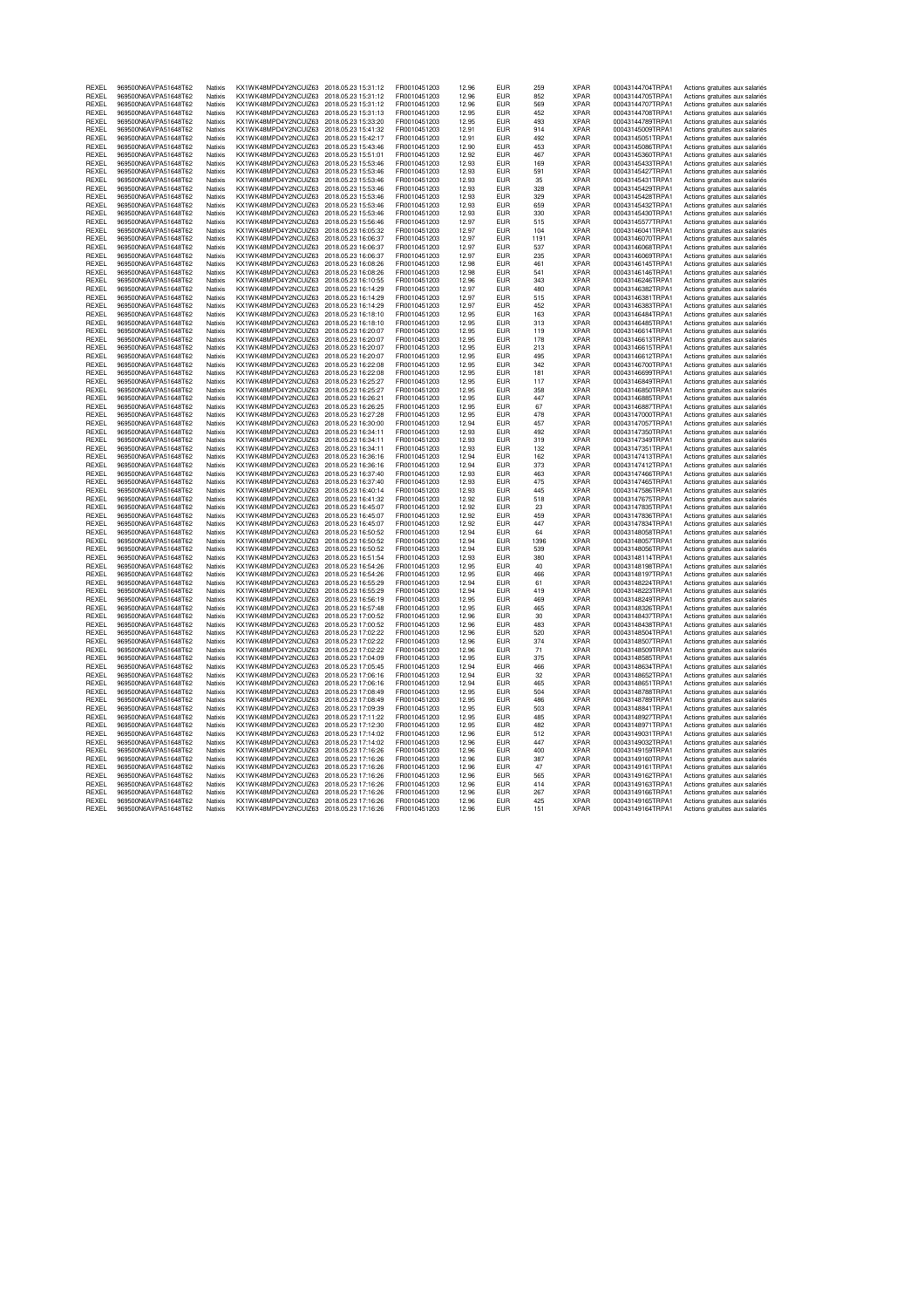| REXEL | 969500N6AVPA51648T62 | Natixis | KX1WK48MPD4Y2NCUIZ63 | 2018.05.23 15:31:12 | FR0010451203 | 12.96 | EUR | 259 | XPAR | 00043144704TRPA1 | Actions gratuites aux salariés |
|---|---|---|---|---|---|---|---|---|---|---|---|
| REXEL | 969500N6AVPA51648T62 | Natixis | KX1WK48MPD4Y2NCUIZ63 | 2018.05.23 15:31:12 | FR0010451203 | 12.96 | EUR | 852 | XPAR | 00043144705TRPA1 | Actions gratuites aux salariés |
| REXEL | 969500N6AVPA51648T62 | Natixis | KX1WK48MPD4Y2NCUIZ63 | 2018.05.23 15:31:12 | FR0010451203 | 12.96 | EUR | 569 | XPAR | 00043144707TRPA1 | Actions gratuites aux salariés |
| REXEL | 969500N6AVPA51648T62 | Natixis | KX1WK48MPD4Y2NCUIZ63 | 2018.05.23 15:31:13 | FR0010451203 | 12.95 | EUR | 452 | XPAR | 00043144708TRPA1 | Actions gratuites aux salariés |
| REXEL | 969500N6AVPA51648T62 | Natixis | KX1WK48MPD4Y2NCUIZ63 | 2018.05.23 15:33:20 | FR0010451203 | 12.95 | EUR | 493 | XPAR | 00043144789TRPA1 | Actions gratuites aux salariés |
| REXEL | 969500N6AVPA51648T62 | Natixis | KX1WK48MPD4Y2NCUIZ63 | 2018.05.23 15:41:32 | FR0010451203 | 12.91 | EUR | 914 | XPAR | 00043145009TRPA1 | Actions gratuites aux salariés |
| REXEL | 969500N6AVPA51648T62 | Natixis | KX1WK48MPD4Y2NCUIZ63 | 2018.05.23 15:42:17 | FR0010451203 | 12.91 | EUR | 492 | XPAR | 00043145051TRPA1 | Actions gratuites aux salariés |
| REXEL | 969500N6AVPA51648T62 | Natixis | KX1WK48MPD4Y2NCUIZ63 | 2018.05.23 15:43:46 | FR0010451203 | 12.90 | EUR | 453 | XPAR | 00043145086TRPA1 | Actions gratuites aux salariés |
| REXEL | 969500N6AVPA51648T62 | Natixis | KX1WK48MPD4Y2NCUIZ63 | 2018.05.23 15:51:01 | FR0010451203 | 12.92 | EUR | 467 | XPAR | 00043145360TRPA1 | Actions gratuites aux salariés |
| REXEL | 969500N6AVPA51648T62 | Natixis | KX1WK48MPD4Y2NCUIZ63 | 2018.05.23 15:53:46 | FR0010451203 | 12.93 | EUR | 169 | XPAR | 00043145433TRPA1 | Actions gratuites aux salariés |
| REXEL | 969500N6AVPA51648T62 | Natixis | KX1WK48MPD4Y2NCUIZ63 | 2018.05.23 15:53:46 | FR0010451203 | 12.93 | EUR | 591 | XPAR | 00043145427TRPA1 | Actions gratuites aux salariés |
| REXEL | 969500N6AVPA51648T62 | Natixis | KX1WK48MPD4Y2NCUIZ63 | 2018.05.23 15:53:46 | FR0010451203 | 12.93 | EUR | 35 | XPAR | 00043145431TRPA1 | Actions gratuites aux salariés |
| REXEL | 969500N6AVPA51648T62 | Natixis | KX1WK48MPD4Y2NCUIZ63 | 2018.05.23 15:53:46 | FR0010451203 | 12.93 | EUR | 328 | XPAR | 00043145429TRPA1 | Actions gratuites aux salariés |
| REXEL | 969500N6AVPA51648T62 | Natixis | KX1WK48MPD4Y2NCUIZ63 | 2018.05.23 15:53:46 | FR0010451203 | 12.93 | EUR | 329 | XPAR | 00043145428TRPA1 | Actions gratuites aux salariés |
| REXEL | 969500N6AVPA51648T62 | Natixis | KX1WK48MPD4Y2NCUIZ63 | 2018.05.23 15:53:46 | FR0010451203 | 12.93 | EUR | 659 | XPAR | 00043145432TRPA1 | Actions gratuites aux salariés |
| REXEL | 969500N6AVPA51648T62 | Natixis | KX1WK48MPD4Y2NCUIZ63 | 2018.05.23 15:53:46 | FR0010451203 | 12.93 | EUR | 330 | XPAR | 00043145430TRPA1 | Actions gratuites aux salariés |
| REXEL | 969500N6AVPA51648T62 | Natixis | KX1WK48MPD4Y2NCUIZ63 | 2018.05.23 15:56:46 | FR0010451203 | 12.97 | EUR | 515 | XPAR | 00043145577TRPA1 | Actions gratuites aux salariés |
| REXEL | 969500N6AVPA51648T62 | Natixis | KX1WK48MPD4Y2NCUIZ63 | 2018.05.23 16:05:32 | FR0010451203 | 12.97 | EUR | 104 | XPAR | 00043146041TRPA1 | Actions gratuites aux salariés |
| REXEL | 969500N6AVPA51648T62 | Natixis | KX1WK48MPD4Y2NCUIZ63 | 2018.05.23 16:06:37 | FR0010451203 | 12.97 | EUR | 1191 | XPAR | 00043146070TRPA1 | Actions gratuites aux salariés |
| REXEL | 969500N6AVPA51648T62 | Natixis | KX1WK48MPD4Y2NCUIZ63 | 2018.05.23 16:06:37 | FR0010451203 | 12.97 | EUR | 537 | XPAR | 00043146068TRPA1 | Actions gratuites aux salariés |
| REXEL | 969500N6AVPA51648T62 | Natixis | KX1WK48MPD4Y2NCUIZ63 | 2018.05.23 16:06:37 | FR0010451203 | 12.97 | EUR | 235 | XPAR | 00043146069TRPA1 | Actions gratuites aux salariés |
| REXEL | 969500N6AVPA51648T62 | Natixis | KX1WK48MPD4Y2NCUIZ63 | 2018.05.23 16:08:26 | FR0010451203 | 12.98 | EUR | 461 | XPAR | 00043146145TRPA1 | Actions gratuites aux salariés |
| REXEL | 969500N6AVPA51648T62 | Natixis | KX1WK48MPD4Y2NCUIZ63 | 2018.05.23 16:08:26 | FR0010451203 | 12.98 | EUR | 541 | XPAR | 00043146146TRPA1 | Actions gratuites aux salariés |
| REXEL | 969500N6AVPA51648T62 | Natixis | KX1WK48MPD4Y2NCUIZ63 | 2018.05.23 16:10:55 | FR0010451203 | 12.96 | EUR | 343 | XPAR | 00043146246TRPA1 | Actions gratuites aux salariés |
| REXEL | 969500N6AVPA51648T62 | Natixis | KX1WK48MPD4Y2NCUIZ63 | 2018.05.23 16:14:29 | FR0010451203 | 12.97 | EUR | 480 | XPAR | 00043146382TRPA1 | Actions gratuites aux salariés |
| REXEL | 969500N6AVPA51648T62 | Natixis | KX1WK48MPD4Y2NCUIZ63 | 2018.05.23 16:14:29 | FR0010451203 | 12.97 | EUR | 515 | XPAR | 00043146381TRPA1 | Actions gratuites aux salariés |
| REXEL | 969500N6AVPA51648T62 | Natixis | KX1WK48MPD4Y2NCUIZ63 | 2018.05.23 16:14:29 | FR0010451203 | 12.97 | EUR | 452 | XPAR | 00043146383TRPA1 | Actions gratuites aux salariés |
| REXEL | 969500N6AVPA51648T62 | Natixis | KX1WK48MPD4Y2NCUIZ63 | 2018.05.23 16:18:10 | FR0010451203 | 12.95 | EUR | 163 | XPAR | 00043146484TRPA1 | Actions gratuites aux salariés |
| REXEL | 969500N6AVPA51648T62 | Natixis | KX1WK48MPD4Y2NCUIZ63 | 2018.05.23 16:18:10 | FR0010451203 | 12.95 | EUR | 313 | XPAR | 00043146485TRPA1 | Actions gratuites aux salariés |
| REXEL | 969500N6AVPA51648T62 | Natixis | KX1WK48MPD4Y2NCUIZ63 | 2018.05.23 16:20:07 | FR0010451203 | 12.95 | EUR | 119 | XPAR | 00043146614TRPA1 | Actions gratuites aux salariés |
| REXEL | 969500N6AVPA51648T62 | Natixis | KX1WK48MPD4Y2NCUIZ63 | 2018.05.23 16:20:07 | FR0010451203 | 12.95 | EUR | 178 | XPAR | 00043146613TRPA1 | Actions gratuites aux salariés |
| REXEL | 969500N6AVPA51648T62 | Natixis | KX1WK48MPD4Y2NCUIZ63 | 2018.05.23 16:20:07 | FR0010451203 | 12.95 | EUR | 213 | XPAR | 00043146615TRPA1 | Actions gratuites aux salariés |
| REXEL | 969500N6AVPA51648T62 | Natixis | KX1WK48MPD4Y2NCUIZ63 | 2018.05.23 16:20:07 | FR0010451203 | 12.95 | EUR | 495 | XPAR | 00043146612TRPA1 | Actions gratuites aux salariés |
| REXEL | 969500N6AVPA51648T62 | Natixis | KX1WK48MPD4Y2NCUIZ63 | 2018.05.23 16:22:08 | FR0010451203 | 12.95 | EUR | 342 | XPAR | 00043146700TRPA1 | Actions gratuites aux salariés |
| REXEL | 969500N6AVPA51648T62 | Natixis | KX1WK48MPD4Y2NCUIZ63 | 2018.05.23 16:22:08 | FR0010451203 | 12.95 | EUR | 181 | XPAR | 00043146699TRPA1 | Actions gratuites aux salariés |
| REXEL | 969500N6AVPA51648T62 | Natixis | KX1WK48MPD4Y2NCUIZ63 | 2018.05.23 16:25:27 | FR0010451203 | 12.95 | EUR | 117 | XPAR | 00043146849TRPA1 | Actions gratuites aux salariés |
| REXEL | 969500N6AVPA51648T62 | Natixis | KX1WK48MPD4Y2NCUIZ63 | 2018.05.23 16:25:27 | FR0010451203 | 12.95 | EUR | 358 | XPAR | 00043146850TRPA1 | Actions gratuites aux salariés |
| REXEL | 969500N6AVPA51648T62 | Natixis | KX1WK48MPD4Y2NCUIZ63 | 2018.05.23 16:26:21 | FR0010451203 | 12.95 | EUR | 447 | XPAR | 00043146885TRPA1 | Actions gratuites aux salariés |
| REXEL | 969500N6AVPA51648T62 | Natixis | KX1WK48MPD4Y2NCUIZ63 | 2018.05.23 16:26:25 | FR0010451203 | 12.95 | EUR | 67 | XPAR | 00043146887TRPA1 | Actions gratuites aux salariés |
| REXEL | 969500N6AVPA51648T62 | Natixis | KX1WK48MPD4Y2NCUIZ63 | 2018.05.23 16:27:28 | FR0010451203 | 12.95 | EUR | 478 | XPAR | 00043147000TRPA1 | Actions gratuites aux salariés |
| REXEL | 969500N6AVPA51648T62 | Natixis | KX1WK48MPD4Y2NCUIZ63 | 2018.05.23 16:30:00 | FR0010451203 | 12.94 | EUR | 457 | XPAR | 00043147057TRPA1 | Actions gratuites aux salariés |
| REXEL | 969500N6AVPA51648T62 | Natixis | KX1WK48MPD4Y2NCUIZ63 | 2018.05.23 16:34:11 | FR0010451203 | 12.93 | EUR | 492 | XPAR | 00043147350TRPA1 | Actions gratuites aux salariés |
| REXEL | 969500N6AVPA51648T62 | Natixis | KX1WK48MPD4Y2NCUIZ63 | 2018.05.23 16:34:11 | FR0010451203 | 12.93 | EUR | 319 | XPAR | 00043147349TRPA1 | Actions gratuites aux salariés |
| REXEL | 969500N6AVPA51648T62 | Natixis | KX1WK48MPD4Y2NCUIZ63 | 2018.05.23 16:34:11 | FR0010451203 | 12.93 | EUR | 132 | XPAR | 00043147351TRPA1 | Actions gratuites aux salariés |
| REXEL | 969500N6AVPA51648T62 | Natixis | KX1WK48MPD4Y2NCUIZ63 | 2018.05.23 16:36:16 | FR0010451203 | 12.94 | EUR | 162 | XPAR | 00043147413TRPA1 | Actions gratuites aux salariés |
| REXEL | 969500N6AVPA51648T62 | Natixis | KX1WK48MPD4Y2NCUIZ63 | 2018.05.23 16:36:16 | FR0010451203 | 12.94 | EUR | 373 | XPAR | 00043147412TRPA1 | Actions gratuites aux salariés |
| REXEL | 969500N6AVPA51648T62 | Natixis | KX1WK48MPD4Y2NCUIZ63 | 2018.05.23 16:37:40 | FR0010451203 | 12.93 | EUR | 463 | XPAR | 00043147466TRPA1 | Actions gratuites aux salariés |
| REXEL | 969500N6AVPA51648T62 | Natixis | KX1WK48MPD4Y2NCUIZ63 | 2018.05.23 16:37:40 | FR0010451203 | 12.93 | EUR | 475 | XPAR | 00043147465TRPA1 | Actions gratuites aux salariés |
| REXEL | 969500N6AVPA51648T62 | Natixis | KX1WK48MPD4Y2NCUIZ63 | 2018.05.23 16:40:14 | FR0010451203 | 12.93 | EUR | 445 | XPAR | 00043147586TRPA1 | Actions gratuites aux salariés |
| REXEL | 969500N6AVPA51648T62 | Natixis | KX1WK48MPD4Y2NCUIZ63 | 2018.05.23 16:41:32 | FR0010451203 | 12.92 | EUR | 518 | XPAR | 00043147675TRPA1 | Actions gratuites aux salariés |
| REXEL | 969500N6AVPA51648T62 | Natixis | KX1WK48MPD4Y2NCUIZ63 | 2018.05.23 16:45:07 | FR0010451203 | 12.92 | EUR | 23 | XPAR | 00043147835TRPA1 | Actions gratuites aux salariés |
| REXEL | 969500N6AVPA51648T62 | Natixis | KX1WK48MPD4Y2NCUIZ63 | 2018.05.23 16:45:07 | FR0010451203 | 12.92 | EUR | 459 | XPAR | 00043147836TRPA1 | Actions gratuites aux salariés |
| REXEL | 969500N6AVPA51648T62 | Natixis | KX1WK48MPD4Y2NCUIZ63 | 2018.05.23 16:45:07 | FR0010451203 | 12.92 | EUR | 447 | XPAR | 00043147834TRPA1 | Actions gratuites aux salariés |
| REXEL | 969500N6AVPA51648T62 | Natixis | KX1WK48MPD4Y2NCUIZ63 | 2018.05.23 16:50:52 | FR0010451203 | 12.94 | EUR | 64 | XPAR | 00043148058TRPA1 | Actions gratuites aux salariés |
| REXEL | 969500N6AVPA51648T62 | Natixis | KX1WK48MPD4Y2NCUIZ63 | 2018.05.23 16:50:52 | FR0010451203 | 12.94 | EUR | 1396 | XPAR | 00043148057TRPA1 | Actions gratuites aux salariés |
| REXEL | 969500N6AVPA51648T62 | Natixis | KX1WK48MPD4Y2NCUIZ63 | 2018.05.23 16:50:52 | FR0010451203 | 12.94 | EUR | 539 | XPAR | 00043148056TRPA1 | Actions gratuites aux salariés |
| REXEL | 969500N6AVPA51648T62 | Natixis | KX1WK48MPD4Y2NCUIZ63 | 2018.05.23 16:51:54 | FR0010451203 | 12.93 | EUR | 380 | XPAR | 00043148114TRPA1 | Actions gratuites aux salariés |
| REXEL | 969500N6AVPA51648T62 | Natixis | KX1WK48MPD4Y2NCUIZ63 | 2018.05.23 16:54:26 | FR0010451203 | 12.95 | EUR | 40 | XPAR | 00043148198TRPA1 | Actions gratuites aux salariés |
| REXEL | 969500N6AVPA51648T62 | Natixis | KX1WK48MPD4Y2NCUIZ63 | 2018.05.23 16:54:26 | FR0010451203 | 12.95 | EUR | 466 | XPAR | 00043148197TRPA1 | Actions gratuites aux salariés |
| REXEL | 969500N6AVPA51648T62 | Natixis | KX1WK48MPD4Y2NCUIZ63 | 2018.05.23 16:55:29 | FR0010451203 | 12.94 | EUR | 61 | XPAR | 00043148224TRPA1 | Actions gratuites aux salariés |
| REXEL | 969500N6AVPA51648T62 | Natixis | KX1WK48MPD4Y2NCUIZ63 | 2018.05.23 16:55:29 | FR0010451203 | 12.94 | EUR | 419 | XPAR | 00043148223TRPA1 | Actions gratuites aux salariés |
| REXEL | 969500N6AVPA51648T62 | Natixis | KX1WK48MPD4Y2NCUIZ63 | 2018.05.23 16:56:19 | FR0010451203 | 12.95 | EUR | 469 | XPAR | 00043148249TRPA1 | Actions gratuites aux salariés |
| REXEL | 969500N6AVPA51648T62 | Natixis | KX1WK48MPD4Y2NCUIZ63 | 2018.05.23 16:57:48 | FR0010451203 | 12.95 | EUR | 465 | XPAR | 00043148326TRPA1 | Actions gratuites aux salariés |
| REXEL | 969500N6AVPA51648T62 | Natixis | KX1WK48MPD4Y2NCUIZ63 | 2018.05.23 17:00:52 | FR0010451203 | 12.96 | EUR | 30 | XPAR | 00043148437TRPA1 | Actions gratuites aux salariés |
| REXEL | 969500N6AVPA51648T62 | Natixis | KX1WK48MPD4Y2NCUIZ63 | 2018.05.23 17:00:52 | FR0010451203 | 12.96 | EUR | 483 | XPAR | 00043148438TRPA1 | Actions gratuites aux salariés |
| REXEL | 969500N6AVPA51648T62 | Natixis | KX1WK48MPD4Y2NCUIZ63 | 2018.05.23 17:02:22 | FR0010451203 | 12.96 | EUR | 520 | XPAR | 00043148504TRPA1 | Actions gratuites aux salariés |
| REXEL | 969500N6AVPA51648T62 | Natixis | KX1WK48MPD4Y2NCUIZ63 | 2018.05.23 17:02:22 | FR0010451203 | 12.96 | EUR | 374 | XPAR | 00043148507TRPA1 | Actions gratuites aux salariés |
| REXEL | 969500N6AVPA51648T62 | Natixis | KX1WK48MPD4Y2NCUIZ63 | 2018.05.23 17:02:22 | FR0010451203 | 12.96 | EUR | 71 | XPAR | 00043148509TRPA1 | Actions gratuites aux salariés |
| REXEL | 969500N6AVPA51648T62 | Natixis | KX1WK48MPD4Y2NCUIZ63 | 2018.05.23 17:04:09 | FR0010451203 | 12.95 | EUR | 375 | XPAR | 00043148585TRPA1 | Actions gratuites aux salariés |
| REXEL | 969500N6AVPA51648T62 | Natixis | KX1WK48MPD4Y2NCUIZ63 | 2018.05.23 17:05:45 | FR0010451203 | 12.94 | EUR | 466 | XPAR | 00043148634TRPA1 | Actions gratuites aux salariés |
| REXEL | 969500N6AVPA51648T62 | Natixis | KX1WK48MPD4Y2NCUIZ63 | 2018.05.23 17:06:16 | FR0010451203 | 12.94 | EUR | 32 | XPAR | 00043148652TRPA1 | Actions gratuites aux salariés |
| REXEL | 969500N6AVPA51648T62 | Natixis | KX1WK48MPD4Y2NCUIZ63 | 2018.05.23 17:06:16 | FR0010451203 | 12.94 | EUR | 465 | XPAR | 00043148651TRPA1 | Actions gratuites aux salariés |
| REXEL | 969500N6AVPA51648T62 | Natixis | KX1WK48MPD4Y2NCUIZ63 | 2018.05.23 17:08:49 | FR0010451203 | 12.95 | EUR | 504 | XPAR | 00043148788TRPA1 | Actions gratuites aux salariés |
| REXEL | 969500N6AVPA51648T62 | Natixis | KX1WK48MPD4Y2NCUIZ63 | 2018.05.23 17:08:49 | FR0010451203 | 12.95 | EUR | 486 | XPAR | 00043148789TRPA1 | Actions gratuites aux salariés |
| REXEL | 969500N6AVPA51648T62 | Natixis | KX1WK48MPD4Y2NCUIZ63 | 2018.05.23 17:09:39 | FR0010451203 | 12.95 | EUR | 503 | XPAR | 00043148841TRPA1 | Actions gratuites aux salariés |
| REXEL | 969500N6AVPA51648T62 | Natixis | KX1WK48MPD4Y2NCUIZ63 | 2018.05.23 17:11:22 | FR0010451203 | 12.95 | EUR | 485 | XPAR | 00043148927TRPA1 | Actions gratuites aux salariés |
| REXEL | 969500N6AVPA51648T62 | Natixis | KX1WK48MPD4Y2NCUIZ63 | 2018.05.23 17:12:30 | FR0010451203 | 12.95 | EUR | 482 | XPAR | 00043148971TRPA1 | Actions gratuites aux salariés |
| REXEL | 969500N6AVPA51648T62 | Natixis | KX1WK48MPD4Y2NCUIZ63 | 2018.05.23 17:14:02 | FR0010451203 | 12.96 | EUR | 512 | XPAR | 00043149031TRPA1 | Actions gratuites aux salariés |
| REXEL | 969500N6AVPA51648T62 | Natixis | KX1WK48MPD4Y2NCUIZ63 | 2018.05.23 17:14:02 | FR0010451203 | 12.96 | EUR | 447 | XPAR | 00043149032TRPA1 | Actions gratuites aux salariés |
| REXEL | 969500N6AVPA51648T62 | Natixis | KX1WK48MPD4Y2NCUIZ63 | 2018.05.23 17:16:26 | FR0010451203 | 12.96 | EUR | 400 | XPAR | 00043149159TRPA1 | Actions gratuites aux salariés |
| REXEL | 969500N6AVPA51648T62 | Natixis | KX1WK48MPD4Y2NCUIZ63 | 2018.05.23 17:16:26 | FR0010451203 | 12.96 | EUR | 387 | XPAR | 00043149160TRPA1 | Actions gratuites aux salariés |
| REXEL | 969500N6AVPA51648T62 | Natixis | KX1WK48MPD4Y2NCUIZ63 | 2018.05.23 17:16:26 | FR0010451203 | 12.96 | EUR | 47 | XPAR | 00043149161TRPA1 | Actions gratuites aux salariés |
| REXEL | 969500N6AVPA51648T62 | Natixis | KX1WK48MPD4Y2NCUIZ63 | 2018.05.23 17:16:26 | FR0010451203 | 12.96 | EUR | 565 | XPAR | 00043149162TRPA1 | Actions gratuites aux salariés |
| REXEL | 969500N6AVPA51648T62 | Natixis | KX1WK48MPD4Y2NCUIZ63 | 2018.05.23 17:16:26 | FR0010451203 | 12.96 | EUR | 414 | XPAR | 00043149163TRPA1 | Actions gratuites aux salariés |
| REXEL | 969500N6AVPA51648T62 | Natixis | KX1WK48MPD4Y2NCUIZ63 | 2018.05.23 17:16:26 | FR0010451203 | 12.96 | EUR | 267 | XPAR | 00043149166TRPA1 | Actions gratuites aux salariés |
| REXEL | 969500N6AVPA51648T62 | Natixis | KX1WK48MPD4Y2NCUIZ63 | 2018.05.23 17:16:26 | FR0010451203 | 12.96 | EUR | 425 | XPAR | 00043149165TRPA1 | Actions gratuites aux salariés |
| REXEL | 969500N6AVPA51648T62 | Natixis | KX1WK48MPD4Y2NCUIZ63 | 2018.05.23 17:16:26 | FR0010451203 | 12.96 | EUR | 151 | XPAR | 00043149164TRPA1 | Actions gratuites aux salariés |